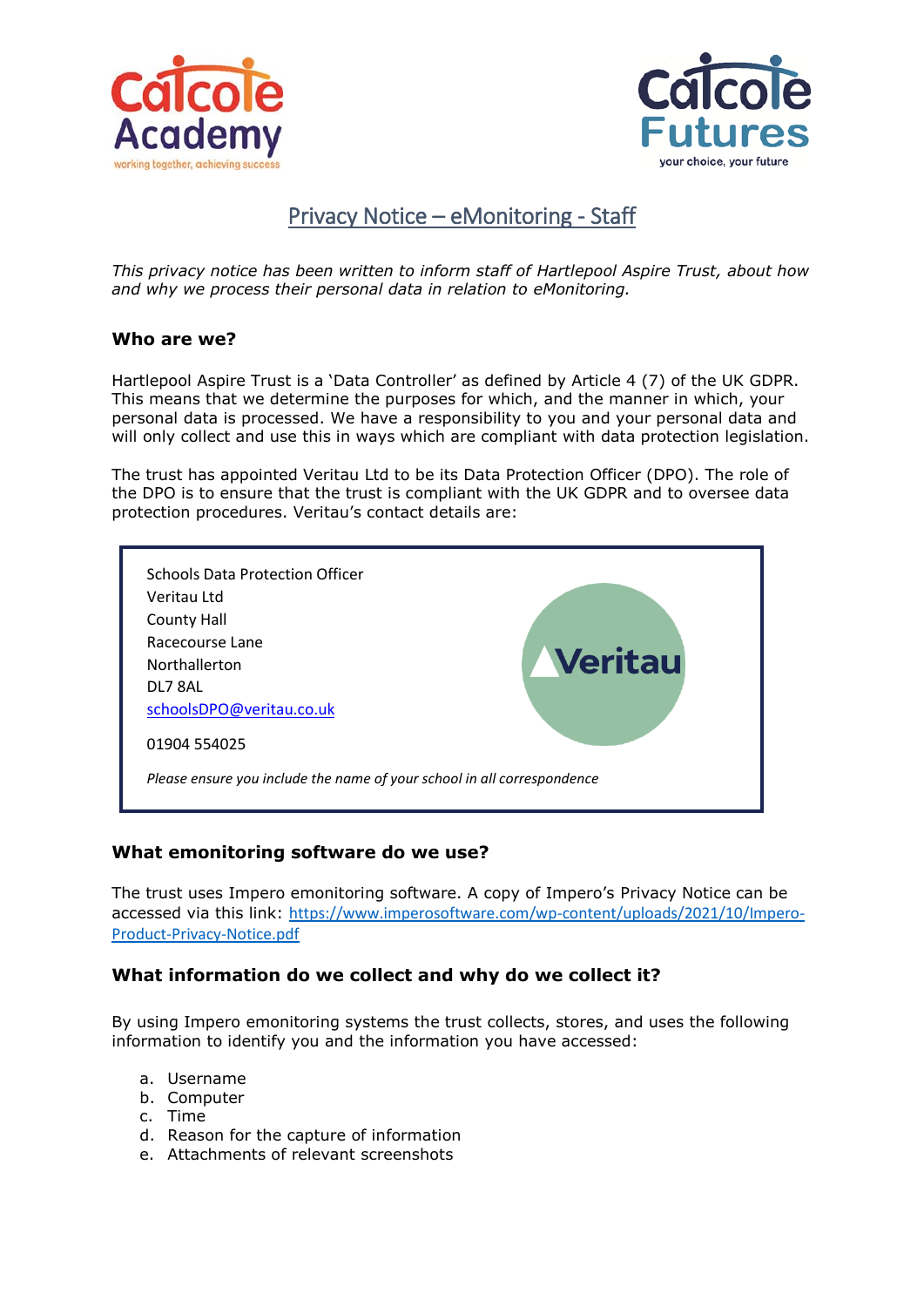# Privacy Notice – eMonitoring - Staff

*This privacy notice has been written to inform staff of Hartlepool Aspire Trust, about how and why we process their personal data in relation to eMonitoring.*

## Who are we?

Hartlepool Aspire Trust is a 'Data Controller' as defined by Article 4 (7) of the UK GDPR. This means that we determine the purposes for which, and the manner in which, your personal data is processed. We have a responsibility to you and your personal data and will only collect and use this in ways which are compliant with data protection legislation.

The trust has appointed Veritau Ltd to be its Data Protection Officer (DPO). The role of the DPO is to ensure that the trust is compliant with the UK GDPR and to oversee data protection procedures. Veritau's contact details are:

Schools Data Protection Officer
Veritau Ltd
County Hall
Racecourse Lane
Northallerton
DL7 8AL
schoolsDPO@veritau.co.uk

01904 554025

*Please ensure you include the name of your school in all correspondence*

## What emonitoring software do we use?

The trust uses Impero emonitoring software. A copy of Impero's Privacy Notice can be accessed via this link: https://www.imperosoftware.com/wp-content/uploads/2021/10/Impero-Product-Privacy-Notice.pdf

## What information do we collect and why do we collect it?

By using Impero emonitoring systems the trust collects, stores, and uses the following information to identify you and the information you have accessed:

a. Username
b. Computer
c. Time
d. Reason for the capture of information
e. Attachments of relevant screenshots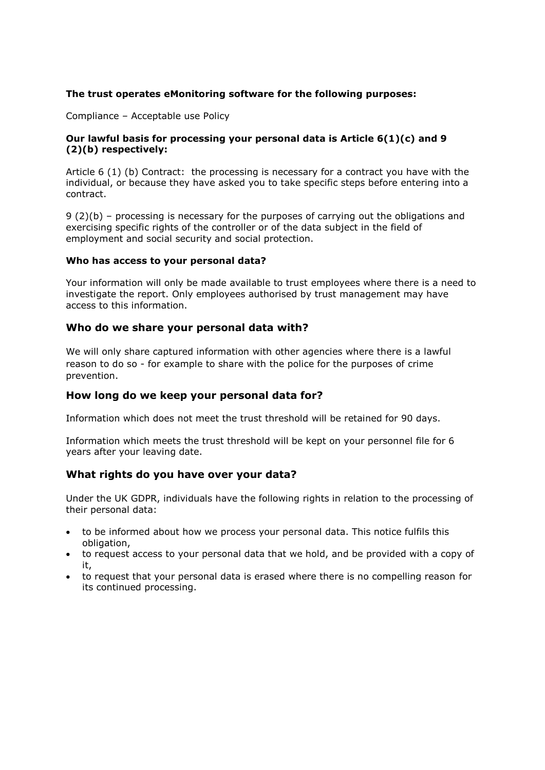**The trust operates eMonitoring software for the following purposes:**

Compliance – Acceptable use Policy

**Our lawful basis for processing your personal data is Article 6(1)(c) and 9 (2)(b) respectively:**

Article 6 (1) (b) Contract: the processing is necessary for a contract you have with the individual, or because they have asked you to take specific steps before entering into a contract.

9 (2)(b) – processing is necessary for the purposes of carrying out the obligations and exercising specific rights of the controller or of the data subject in the field of employment and social security and social protection.

**Who has access to your personal data?**

Your information will only be made available to trust employees where there is a need to investigate the report. Only employees authorised by trust management may have access to this information.

## Who do we share your personal data with?

We will only share captured information with other agencies where there is a lawful reason to do so - for example to share with the police for the purposes of crime prevention.

## How long do we keep your personal data for?

Information which does not meet the trust threshold will be retained for 90 days.

Information which meets the trust threshold will be kept on your personnel file for 6 years after your leaving date.

## What rights do you have over your data?

Under the UK GDPR, individuals have the following rights in relation to the processing of their personal data:

- to be informed about how we process your personal data. This notice fulfils this obligation,
- to request access to your personal data that we hold, and be provided with a copy of it,
- to request that your personal data is erased where there is no compelling reason for its continued processing.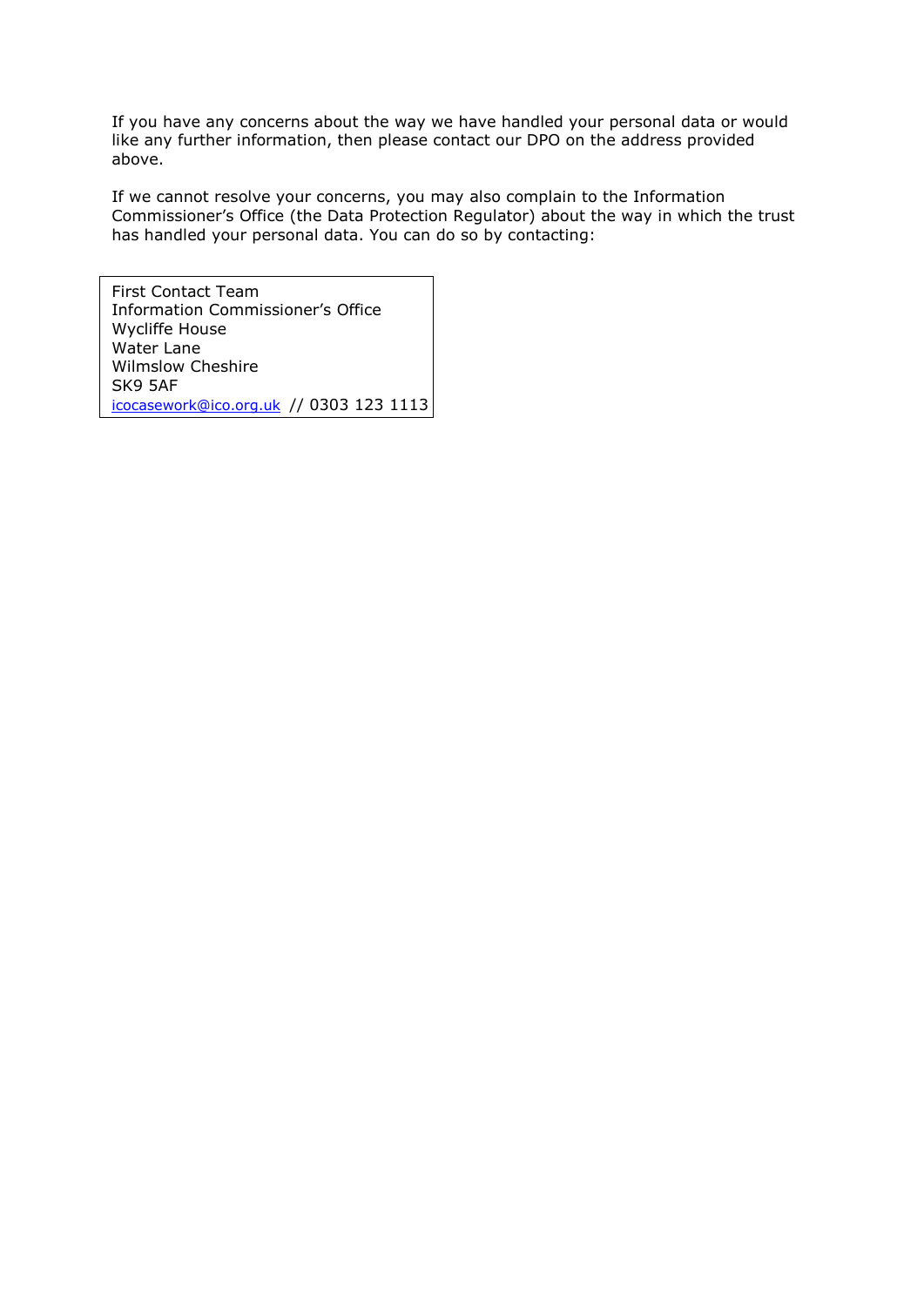If you have any concerns about the way we have handled your personal data or would like any further information, then please contact our DPO on the address provided above.

If we cannot resolve your concerns, you may also complain to the Information Commissioner's Office (the Data Protection Regulator) about the way in which the trust has handled your personal data. You can do so by contacting:

First Contact Team
Information Commissioner's Office
Wycliffe House
Water Lane
Wilmslow Cheshire
SK9 5AF
icocasework@ico.org.uk // 0303 123 1113